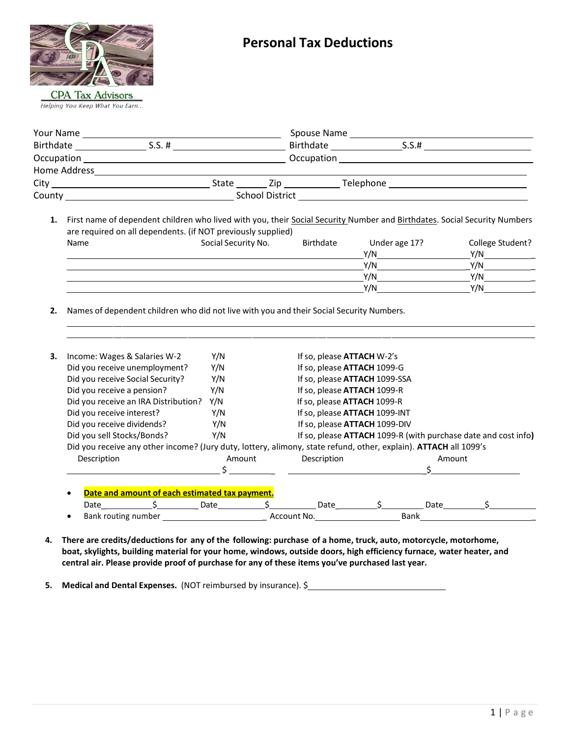CPA Tax Advisors

*Helping You Keep What You Earn...*

# Personal Tax Deductions

Your Name ______________________ Spouse Name ______________________

Birthdate __________ S.S. # ______________ Birthdate __________ S.S.# ______________

Occupation ______________________ Occupation ______________________

Home Address ______________________________________________

City ______________ State ______ Zip ________ Telephone ______________

County ______________ School District ______________________

1. First name of dependent children who lived with you, their Social Security Number and Birthdates. Social Security Numbers are required on all dependents. (if NOT previously supplied)

| Name | Social Security No. | Birthdate | Under age 17? | College Student? |
|---|---|---|---|---|
| | | | Y/N | Y/N |
| | | | Y/N | Y/N |
| | | | Y/N | Y/N |
| | | | Y/N | Y/N |

2. Names of dependent children who did not live with you and their Social Security Numbers.

______________________________________________

______________________________________________

3. Income: Wages & Salaries W-2 Y/N If so, please **ATTACH** W-2's

   Did you receive unemployment? Y/N If so, please **ATTACH** 1099-G

   Did you receive Social Security? Y/N If so, please **ATTACH** 1099-SSA

   Did you receive a pension? Y/N If so, please **ATTACH** 1099-R

   Did you receive an IRA Distribution? Y/N If so, please **ATTACH** 1099-R

   Did you receive interest? Y/N If so, please **ATTACH** 1099-INT

   Did you receive dividends? Y/N If so, please **ATTACH** 1099-DIV

   Did you sell Stocks/Bonds? Y/N If so, please **ATTACH** 1099-R (with purchase date and cost info**)**

   Did you receive any other income? (Jury duty, lottery, alimony, state refund, other, explain). **ATTACH** all 1099's

| Description | Amount | Description | Amount |
|---|---|---|---|
| | $ | | $ |

   - **Date and amount of each estimated tax payment.**

     Date________ $________ Date________ $________ Date________ $________ Date________ $________

   - Bank routing number ______________ Account No.______________ Bank ______________

4. **There are credits/deductions for any of the following: purchase of a home, truck, auto, motorcycle, motorhome, boat, skylights, building material for your home, windows, outside doors, high efficiency furnace, water heater, and central air. Please provide proof of purchase for any of these items you've purchased last year.**

5. **Medical and Dental Expenses.** (NOT reimbursed by insurance). $______________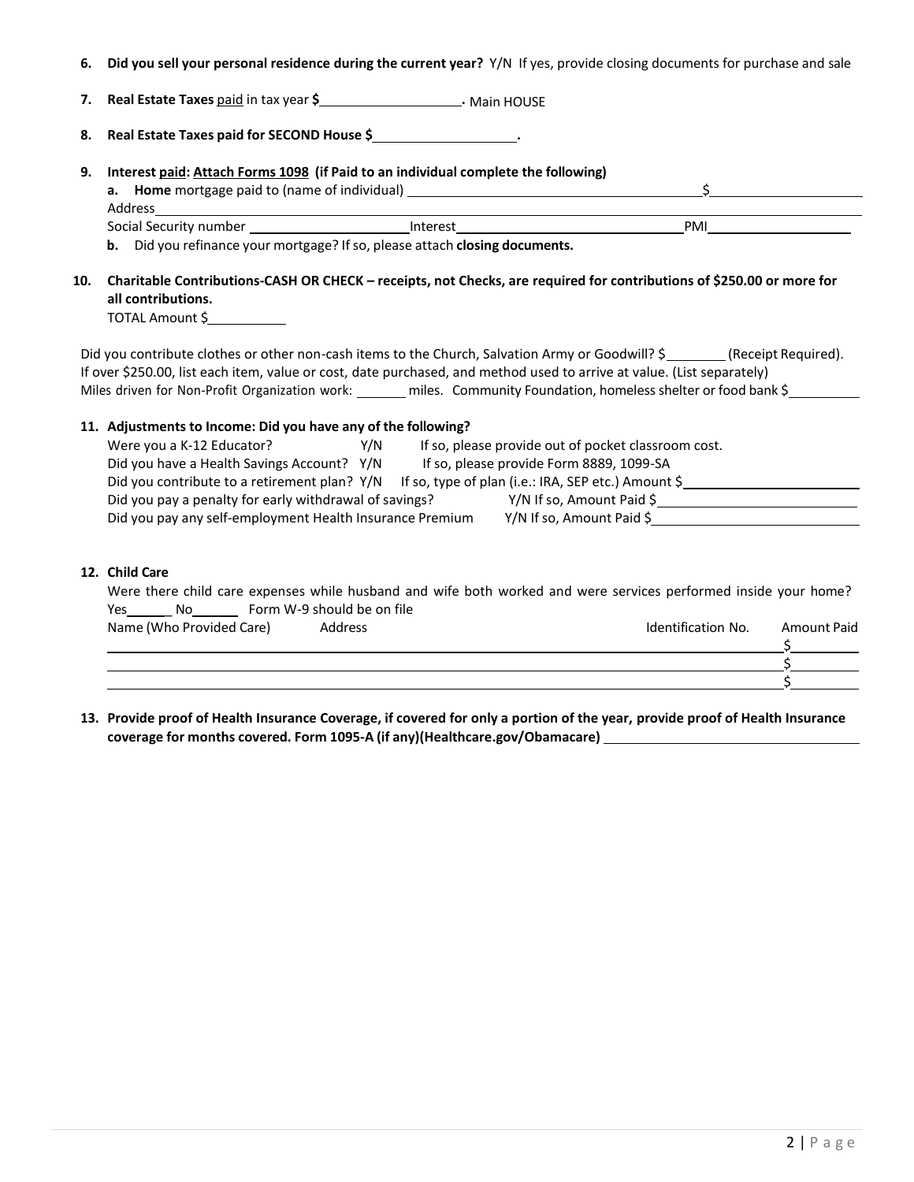6. **Did you sell your personal residence during the current year?** Y/N If yes, provide closing documents for purchase and sale

7. **Real Estate Taxes** paid in tax year **$**\_\_\_\_\_\_\_\_\_\_\_\_\_\_\_\_\_\_\_\_. Main HOUSE

8. **Real Estate Taxes paid for SECOND House $**\_\_\_\_\_\_\_\_\_\_\_\_\_\_\_\_\_\_\_\_.

9. **Interest paid: Attach Forms 1098 (if Paid to an individual complete the following)**
   - **a. Home** mortgage paid to (name of individual) \_\_\_\_\_\_\_\_\_\_\_\_\_\_\_\_\_\_\_\_\_\_\_\_\_\_\_\_\_\_\_\_\_\_\_\_\_\_\_\_$\_\_\_\_\_\_\_\_\_\_\_\_\_\_\_\_\_\_\_\_
     Address\_\_\_\_\_\_\_\_\_\_\_\_\_\_\_\_\_\_\_\_\_\_\_\_\_\_\_\_\_\_\_\_\_\_\_\_\_\_\_\_\_\_\_\_\_\_\_\_\_\_\_\_\_\_\_\_\_\_\_\_\_\_\_\_\_\_\_\_\_\_\_\_\_\_\_\_
     Social Security number \_\_\_\_\_\_\_\_\_\_\_\_\_\_\_\_\_\_\_\_\_\_Interest\_\_\_\_\_\_\_\_\_\_\_\_\_\_\_\_\_\_\_\_\_\_\_\_\_\_\_\_\_\_PMI\_\_\_\_\_\_\_\_\_\_\_\_\_\_\_\_\_\_\_\_
   - **b.** Did you refinance your mortgage? If so, please attach **closing documents.**

10. **Charitable Contributions-CASH OR CHECK – receipts, not Checks, are required for contributions of $250.00 or more for all contributions.**
    TOTAL Amount $\_\_\_\_\_\_\_\_\_\_\_

    Did you contribute clothes or other non-cash items to the Church, Salvation Army or Goodwill? $\_\_\_\_\_\_\_\_ (Receipt Required).
    If over $250.00, list each item, value or cost, date purchased, and method used to arrive at value. (List separately)
    Miles driven for Non-Profit Organization work: \_\_\_\_\_\_\_ miles. Community Foundation, homeless shelter or food bank $\_\_\_\_\_\_\_\_\_\_

11. **Adjustments to Income: Did you have any of the following?**
    - Were you a K-12 Educator? Y/N If so, please provide out of pocket classroom cost.
    - Did you have a Health Savings Account? Y/N If so, please provide Form 8889, 1099-SA
    - Did you contribute to a retirement plan? Y/N If so, type of plan (i.e.: IRA, SEP etc.) Amount $\_\_\_\_\_\_\_\_\_\_\_\_\_\_\_\_\_\_\_\_\_\_\_\_
    - Did you pay a penalty for early withdrawal of savings? Y/N If so, Amount Paid $\_\_\_\_\_\_\_\_\_\_\_\_\_\_\_\_\_\_\_\_\_\_\_\_\_\_\_
    - Did you pay any self-employment Health Insurance Premium Y/N If so, Amount Paid $\_\_\_\_\_\_\_\_\_\_\_\_\_\_\_\_\_\_\_\_\_\_\_\_\_\_\_

12. **Child Care**
    Were there child care expenses while husband and wife both worked and were services performed inside your home?
    Yes\_\_\_\_\_\_ No\_\_\_\_\_\_\_ Form W-9 should be on file

| Name (Who Provided Care) | Address | Identification No. | Amount Paid |
|---|---|---|---|
| | | | $ |
| | | | $ |
| | | | $ |

13. **Provide proof of Health Insurance Coverage, if covered for only a portion of the year, provide proof of Health Insurance coverage for months covered. Form 1095-A (if any)(Healthcare.gov/Obamacare)** \_\_\_\_\_\_\_\_\_\_\_\_\_\_\_\_\_\_\_\_\_\_\_\_\_\_\_\_\_\_\_\_\_\_\_